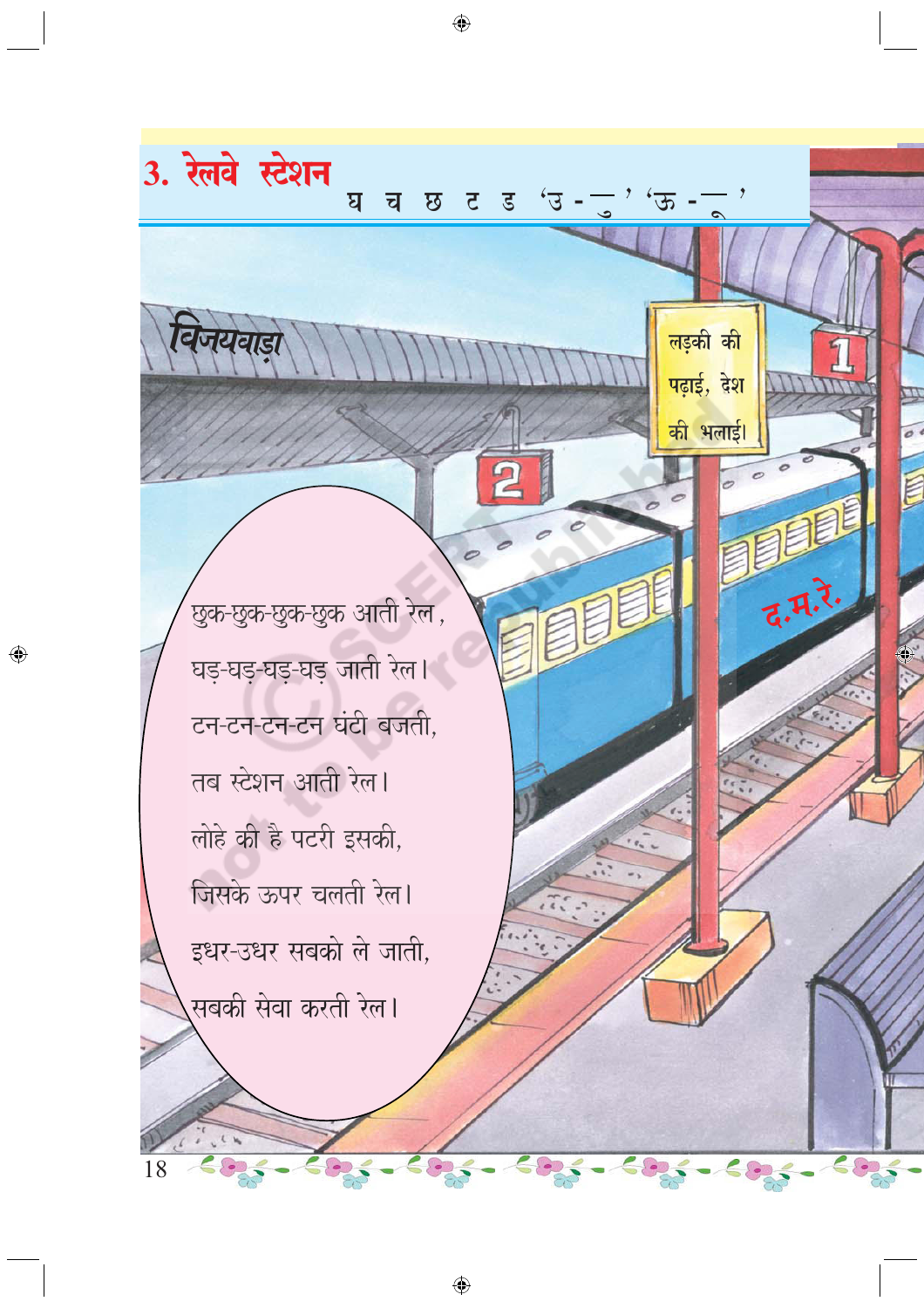# 3. रेलवे स्टेशन

घ च छ ट ड 'उ - ु' 'ऊ - ू'

छुक-छुक-छुक-छुक आती रेल,

घड़-घड़-घड़-घड़ जाती रेल।

टन-टन-टन-टन घंटी बजती,

तब स्टेशन आती रेल।

लोहे की है पटरी इसकी,

जिसके ऊपर चलती रेल।

इधर-उधर सबको ले जाती,

सबकी सेवा करती रेल।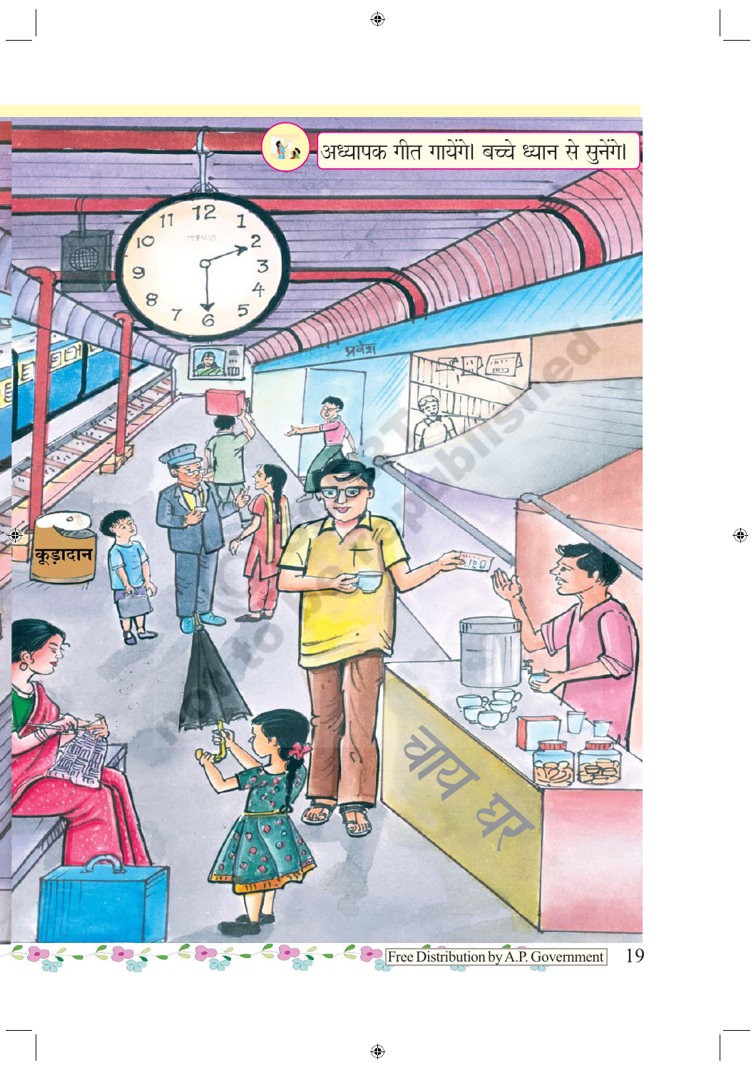अध्यापक गीत गायेंगे। बच्चे ध्यान से सुनेंगे।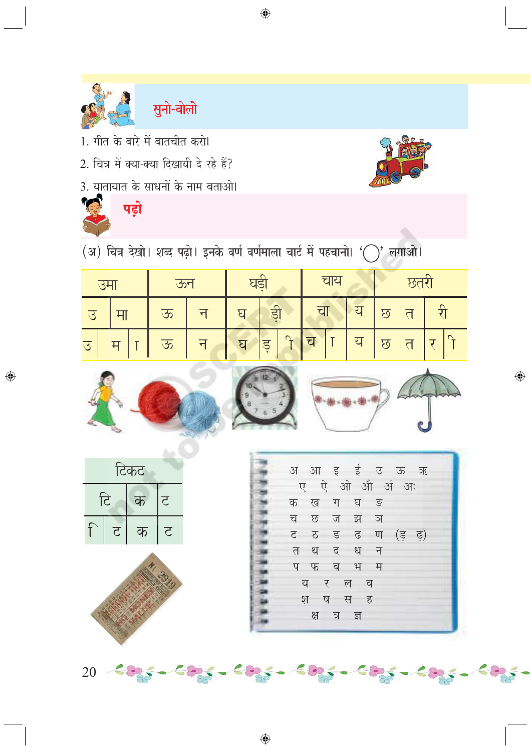## सुनो-बोलो

1. गीत के बारे में बातचीत करो।
2. चित्र में क्या-क्या दिखायी दे रहे हैं?
3. यातायात के साधनों के नाम बताओ।

## पढ़ो

(अ) चित्र देखो। शब्द पढ़ो। इनके वर्ण वर्णमाला चार्ट में पहचानो। '◯' लगाओ।

| उमा | | | ऊन | | घड़ी | | | चाय | | | छतरी | | | |
|---|---|---|---|---|---|---|---|---|---|---|---|---|---|---|
| उ | मा | | ऊ | न | घ | ड़ी | | चा | | य | छ | त | री | |
| उ | म | ा | ऊ | न | घ | ड़ | ी | च | ा | य | छ | त | र | ी |

| टिकट | | | |
|---|---|---|---|
| टि | | क | ट |
| ि | ट | क | ट |

अ आ इ ई उ ऊ ऋ
ए ऐ ओ औ अं अः
क ख ग घ ङ
च छ ज झ ञ
ट ठ ड ढ ण (ड़ ढ़)
त थ द ध न
प फ ब भ म
य र ल व
श ष स ह
क्ष त्र ज्ञ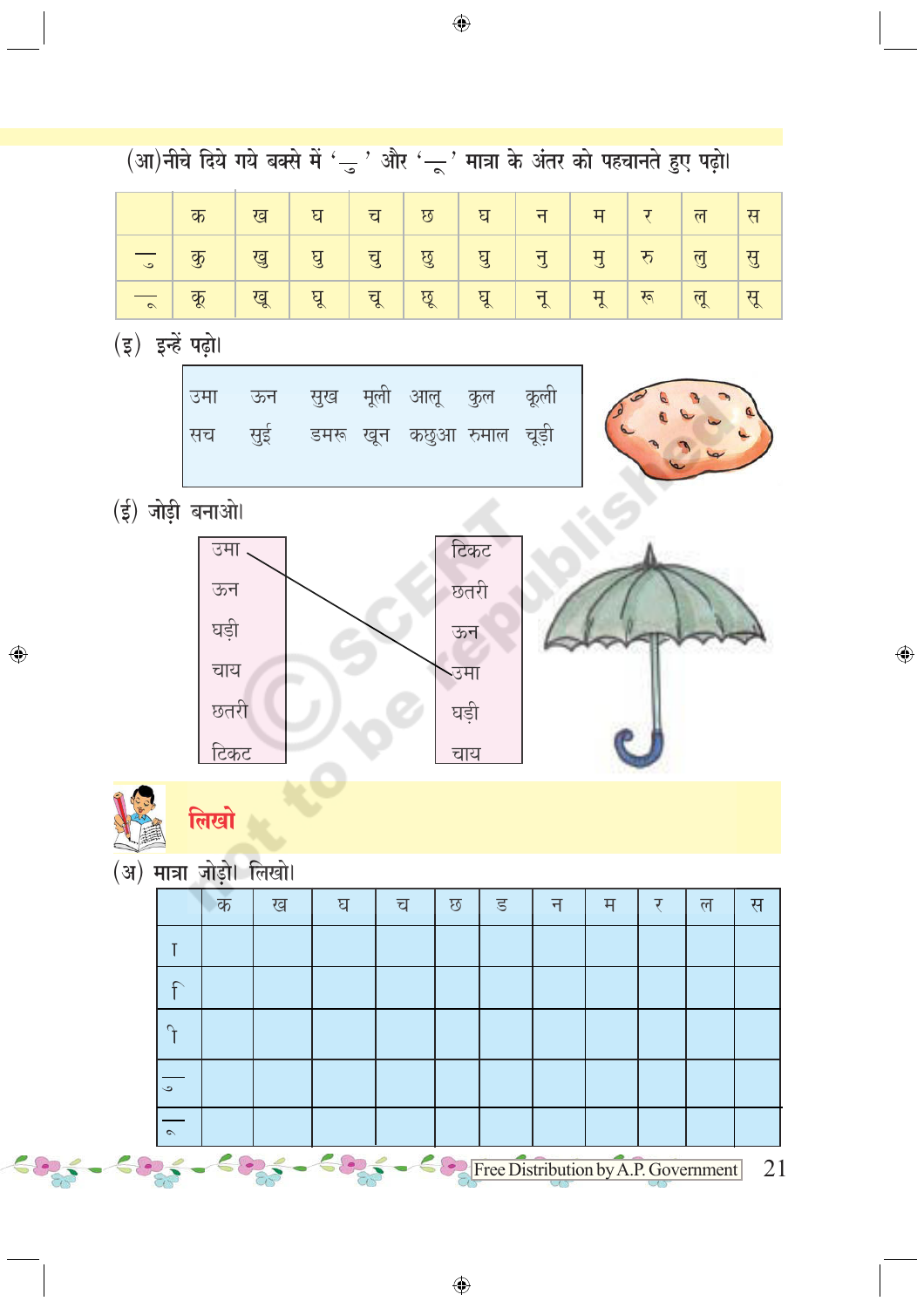(आ) नीचे दिये गये बक्से में 'ु' और 'ू' मात्रा के अंतर को पहचानते हुए पढ़ो।

| | क | ख | घ | च | छ | घ | न | म | र | ल | स |
|---|---|---|---|---|---|---|---|---|---|---|---|
| ु | कु | खु | घु | चु | छु | घु | नु | मु | रु | लु | सु |
| ू | कू | खू | घू | चू | छू | घू | नू | मू | रू | लू | सू |

(इ) इन्हें पढ़ो।

उमा ऊन सुख मूली आलू कुल कूली
सच सुई डमरू खून कछुआ रुमाल चूड़ी

(ई) जोड़ी बनाओ।

| | |
|---|---|
| उमा | टिकट |
| ऊन | छतरी |
| घड़ी | ऊन |
| चाय | उमा |
| छतरी | घड़ी |
| टिकट | चाय |

## लिखो

(अ) मात्रा जोड़ो। लिखो।

| | क | ख | घ | च | छ | ड | न | म | र | ल | स |
|---|---|---|---|---|---|---|---|---|---|---|---|
| ा | | | | | | | | | | | |
| ि | | | | | | | | | | | |
| ी | | | | | | | | | | | |
| ु | | | | | | | | | | | |
| ू | | | | | | | | | | | |

Free Distribution by A.P. Government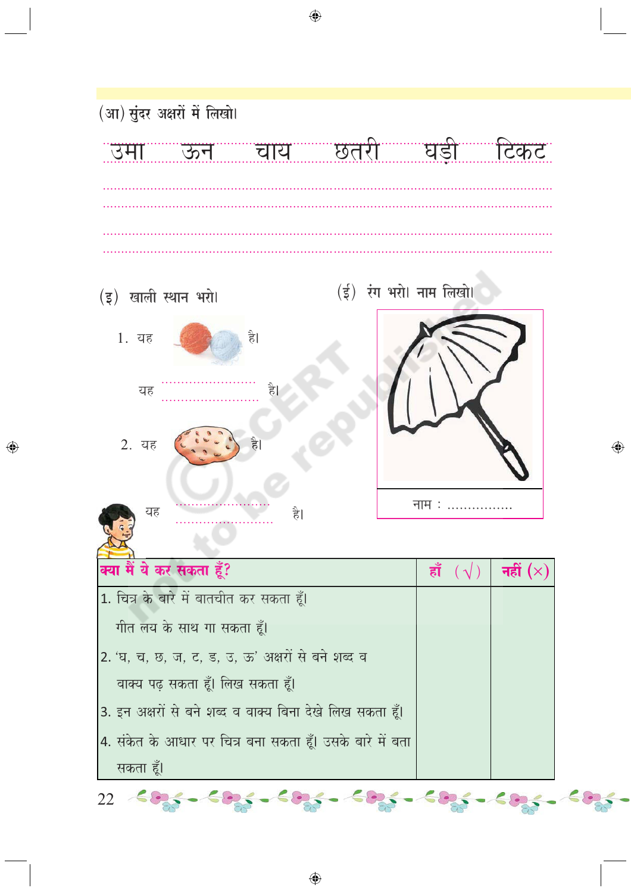(आ) सुंदर अक्षरों में लिखो।

उमा ऊन चाय छतरी घड़ी टिकट

..............................................................................................................

..............................................................................................................

..............................................................................................................

..............................................................................................................

(इ) खाली स्थान भरो।

1. यह है।

यह .......................... है।

2. यह है।

यह .......................... है।

(ई) रंग भरो। नाम लिखो।

नाम : ................

| क्या मैं ये कर सकता हूँ? | हाँ (√) | नहीं (×) |
|---|---|---|
| 1. चित्र के बारे में बातचीत कर सकता हूँ। गीत लय के साथ गा सकता हूँ। | | |
| 2. 'घ, च, छ, ज, ट, ड, उ, ऊ' अक्षरों से बने शब्द व वाक्य पढ़ सकता हूँ। लिख सकता हूँ। | | |
| 3. इन अक्षरों से बने शब्द व वाक्य बिना देखे लिख सकता हूँ। | | |
| 4. संकेत के आधार पर चित्र बना सकता हूँ। उसके बारे में बता सकता हूँ। | | |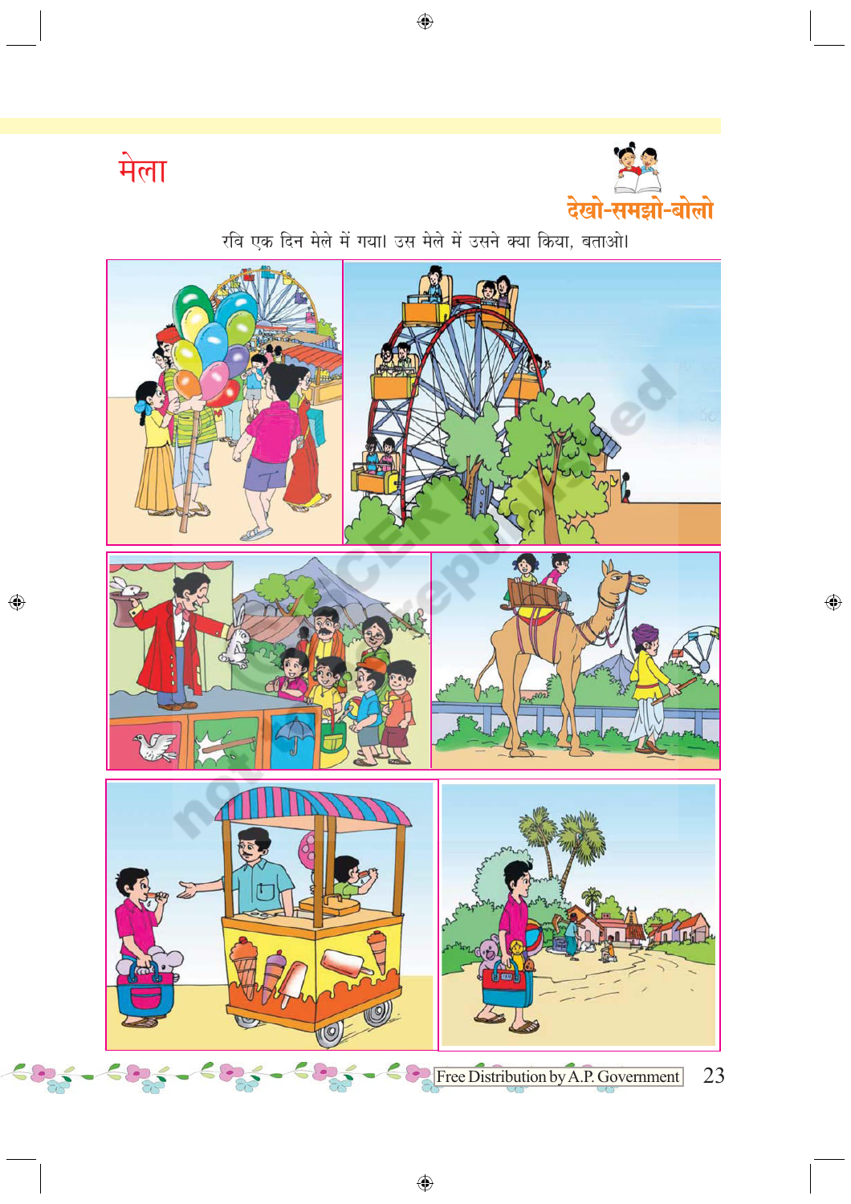# मेला

देखो-समझो-बोलो

रवि एक दिन मेले में गया। उस मेले में उसने क्या किया, बताओ।